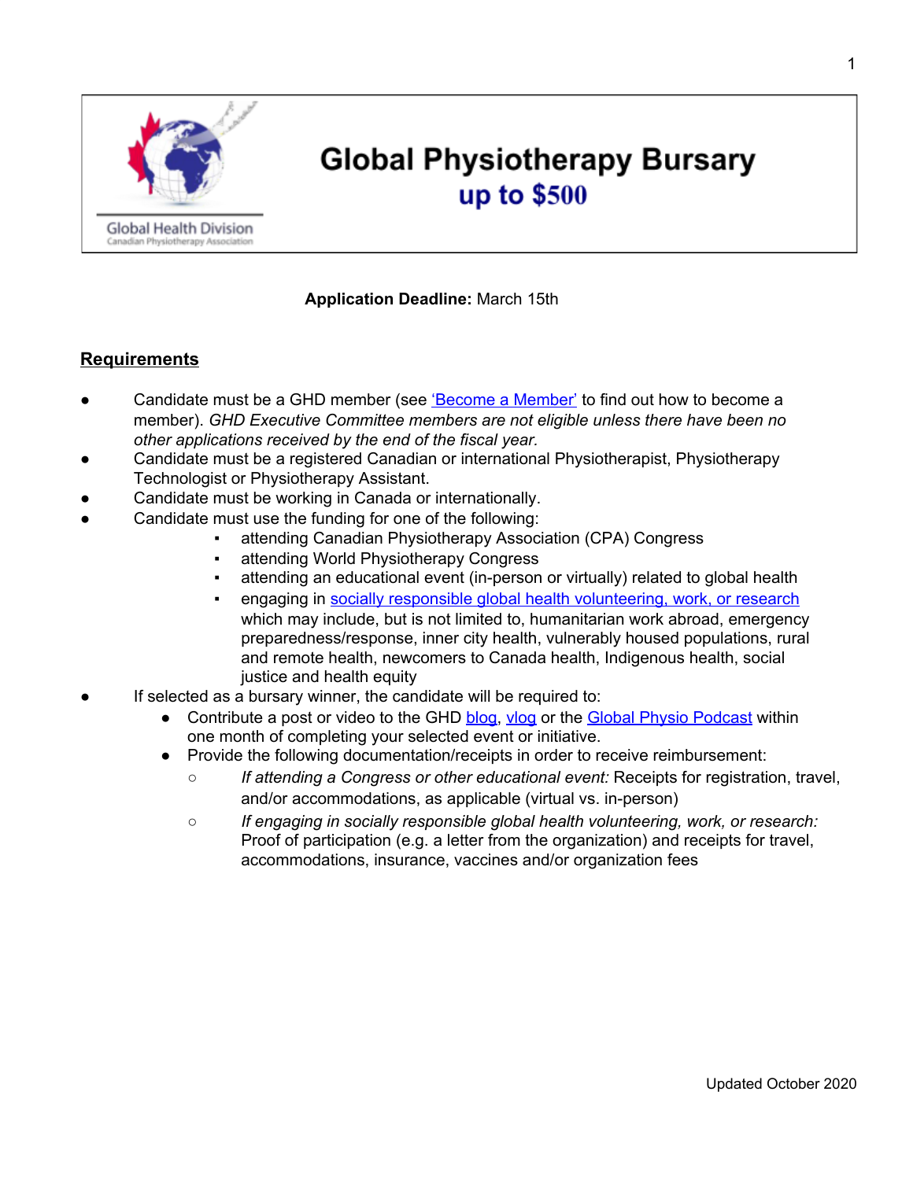Global Health Division
Canadian Physiotherapy Association

# Global Physiotherapy Bursary
## up to $500

**Application Deadline:** March 15th

## Requirements

- Candidate must be a GHD member (see 'Become a Member' to find out how to become a member). *GHD Executive Committee members are not eligible unless there have been no other applications received by the end of the fiscal year.*
- Candidate must be a registered Canadian or international Physiotherapist, Physiotherapy Technologist or Physiotherapy Assistant.
- Candidate must be working in Canada or internationally.
- Candidate must use the funding for one of the following:
  - attending Canadian Physiotherapy Association (CPA) Congress
  - attending World Physiotherapy Congress
  - attending an educational event (in-person or virtually) related to global health
  - engaging in socially responsible global health volunteering, work, or research which may include, but is not limited to, humanitarian work abroad, emergency preparedness/response, inner city health, vulnerably housed populations, rural and remote health, newcomers to Canada health, Indigenous health, social justice and health equity
- If selected as a bursary winner, the candidate will be required to:
  - Contribute a post or video to the GHD blog, vlog or the Global Physio Podcast within one month of completing your selected event or initiative.
  - Provide the following documentation/receipts in order to receive reimbursement:
    - *If attending a Congress or other educational event:* Receipts for registration, travel, and/or accommodations, as applicable (virtual vs. in-person)
    - *If engaging in socially responsible global health volunteering, work, or research:* Proof of participation (e.g. a letter from the organization) and receipts for travel, accommodations, insurance, vaccines and/or organization fees

Updated October 2020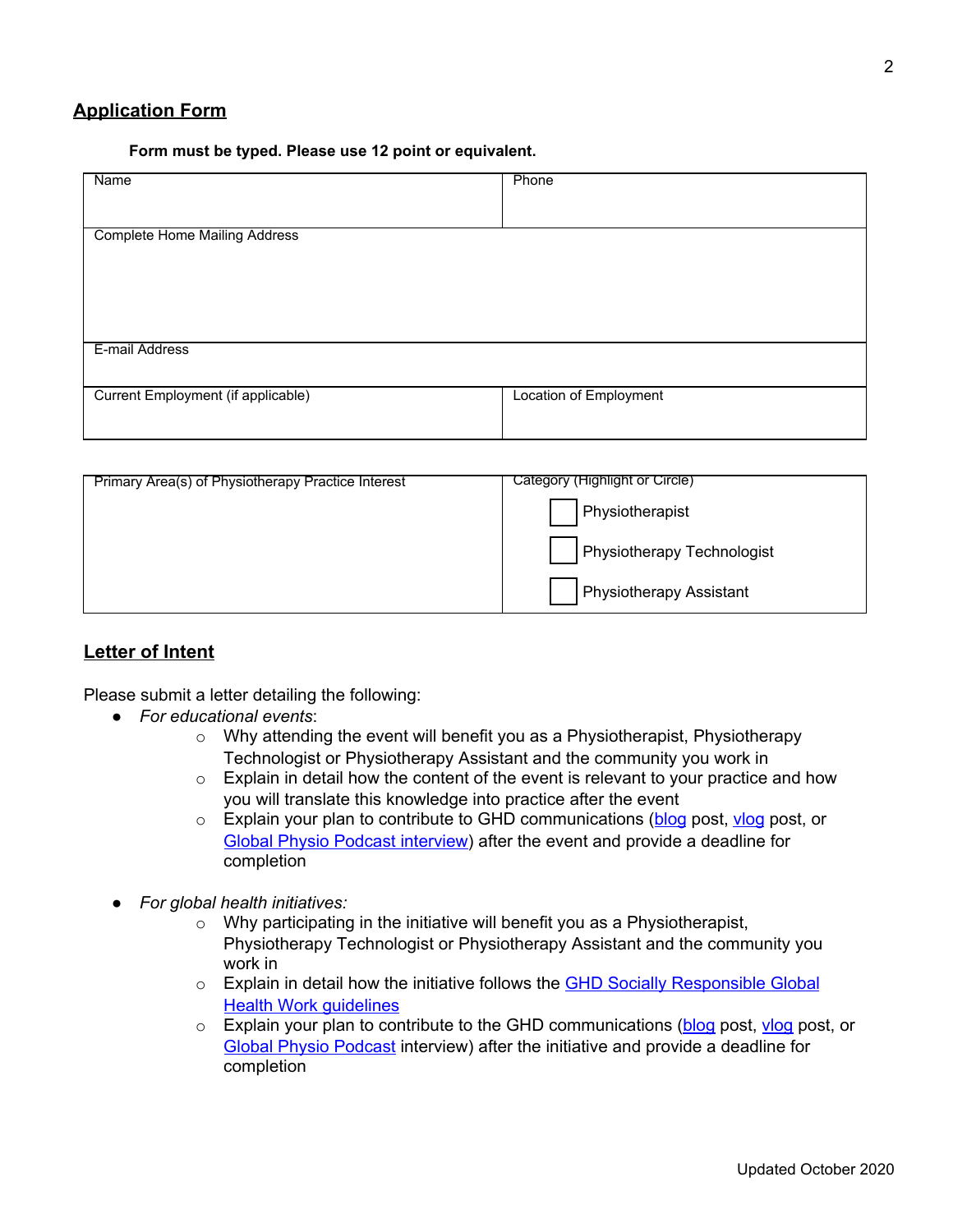## Application Form

**Form must be typed. Please use 12 point or equivalent.**

| Name | Phone |
|---|---|
| Complete Home Mailing Address | |
| E-mail Address | |
| Current Employment (if applicable) | Location of Employment |

| Primary Area(s) of Physiotherapy Practice Interest | Category (Highlight or Circle) |
|---|---|
| | ☐ Physiotherapist<br>☐ Physiotherapy Technologist<br>☐ Physiotherapy Assistant |

## Letter of Intent

Please submit a letter detailing the following:

- *For educational events*:
  - Why attending the event will benefit you as a Physiotherapist, Physiotherapy Technologist or Physiotherapy Assistant and the community you work in
  - Explain in detail how the content of the event is relevant to your practice and how you will translate this knowledge into practice after the event
  - Explain your plan to contribute to GHD communications (blog post, vlog post, or Global Physio Podcast interview) after the event and provide a deadline for completion

- *For global health initiatives:*
  - Why participating in the initiative will benefit you as a Physiotherapist, Physiotherapy Technologist or Physiotherapy Assistant and the community you work in
  - Explain in detail how the initiative follows the GHD Socially Responsible Global Health Work guidelines
  - Explain your plan to contribute to the GHD communications (blog post, vlog post, or Global Physio Podcast interview) after the initiative and provide a deadline for completion

Updated October 2020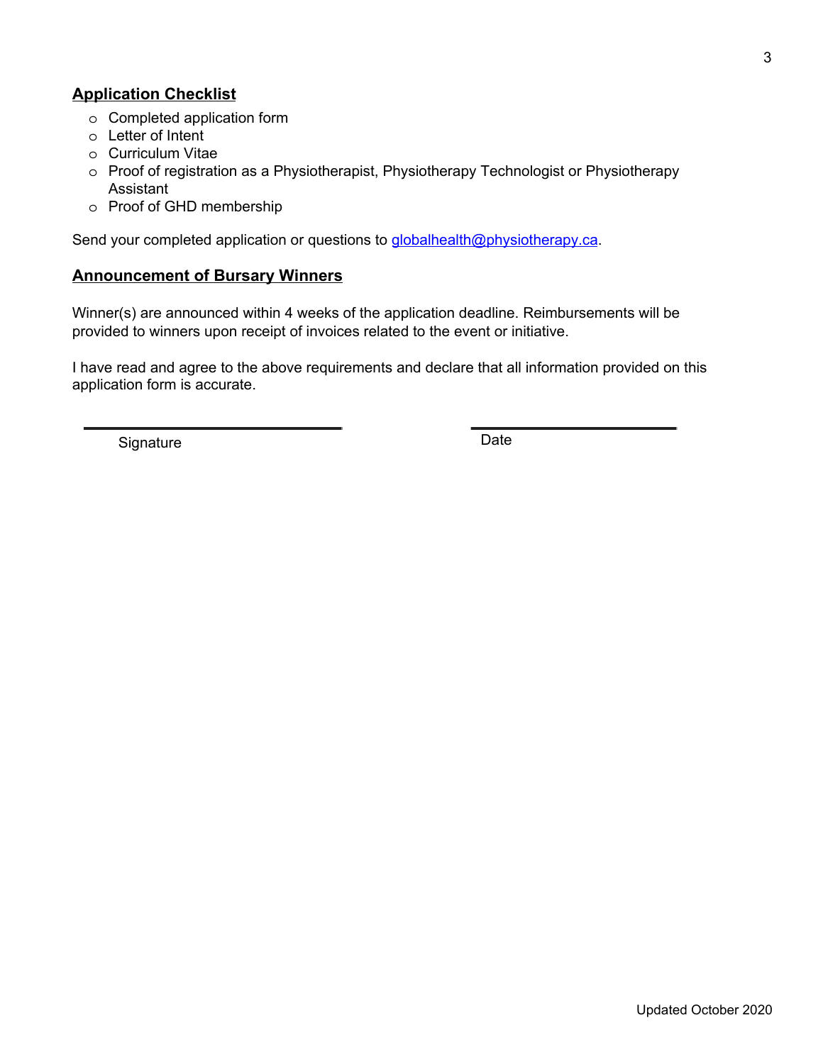## Application Checklist

- Completed application form
- Letter of Intent
- Curriculum Vitae
- Proof of registration as a Physiotherapist, Physiotherapy Technologist or Physiotherapy Assistant
- Proof of GHD membership

Send your completed application or questions to globalhealth@physiotherapy.ca.

## Announcement of Bursary Winners

Winner(s) are announced within 4 weeks of the application deadline. Reimbursements will be provided to winners upon receipt of invoices related to the event or initiative.

I have read and agree to the above requirements and declare that all information provided on this application form is accurate.

Signature ____________________ Date ____________________

Updated October 2020